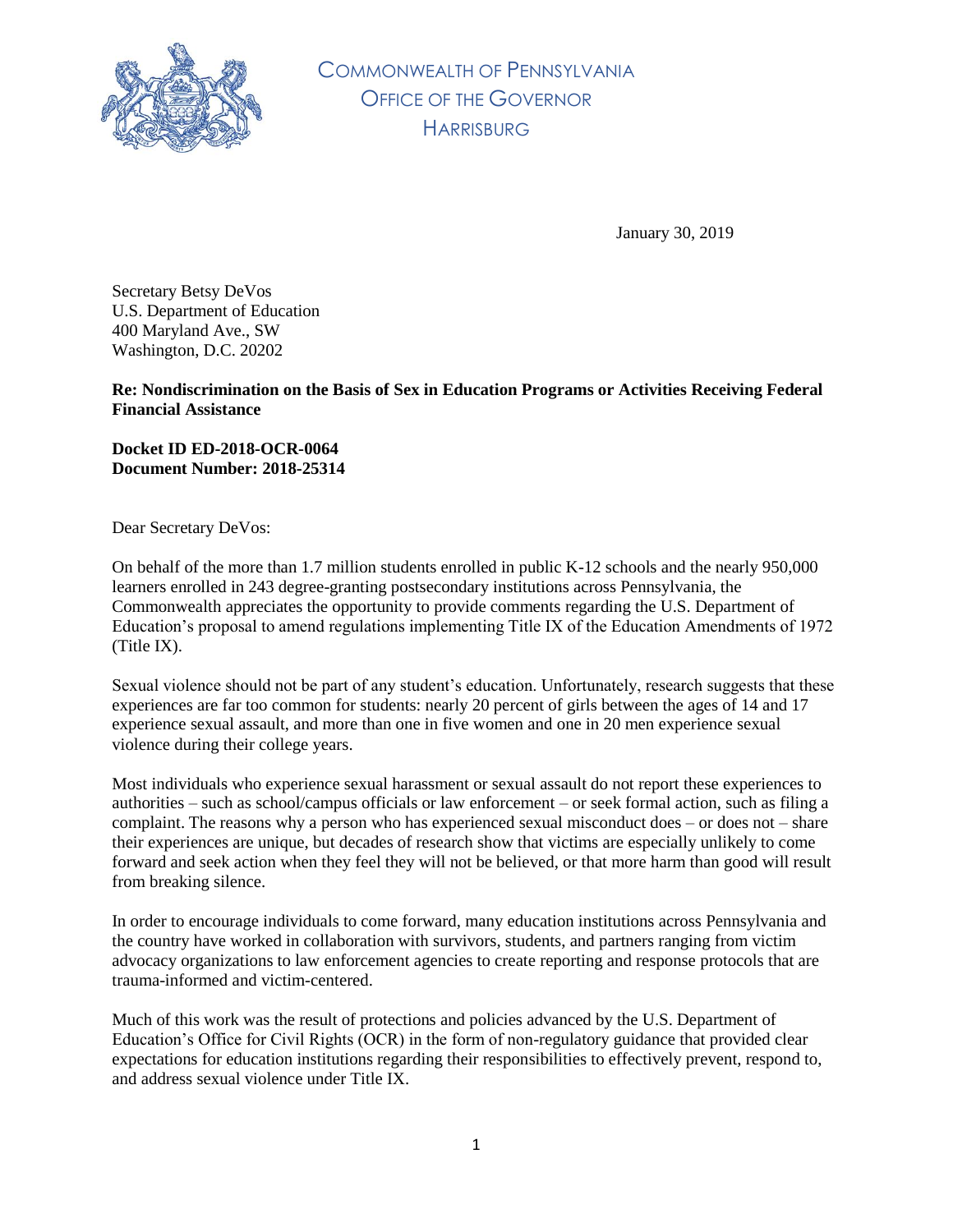Commonwealth of Pennsylvania
Office of the Governor
Harrisburg

January 30, 2019

Secretary Betsy DeVos
U.S. Department of Education
400 Maryland Ave., SW
Washington, D.C. 20202

**Re: Nondiscrimination on the Basis of Sex in Education Programs or Activities Receiving Federal Financial Assistance**

**Docket ID ED-2018-OCR-0064**
**Document Number: 2018-25314**

Dear Secretary DeVos:

On behalf of the more than 1.7 million students enrolled in public K-12 schools and the nearly 950,000 learners enrolled in 243 degree-granting postsecondary institutions across Pennsylvania, the Commonwealth appreciates the opportunity to provide comments regarding the U.S. Department of Education's proposal to amend regulations implementing Title IX of the Education Amendments of 1972 (Title IX).

Sexual violence should not be part of any student's education. Unfortunately, research suggests that these experiences are far too common for students: nearly 20 percent of girls between the ages of 14 and 17 experience sexual assault, and more than one in five women and one in 20 men experience sexual violence during their college years.

Most individuals who experience sexual harassment or sexual assault do not report these experiences to authorities – such as school/campus officials or law enforcement – or seek formal action, such as filing a complaint. The reasons why a person who has experienced sexual misconduct does – or does not – share their experiences are unique, but decades of research show that victims are especially unlikely to come forward and seek action when they feel they will not be believed, or that more harm than good will result from breaking silence.

In order to encourage individuals to come forward, many education institutions across Pennsylvania and the country have worked in collaboration with survivors, students, and partners ranging from victim advocacy organizations to law enforcement agencies to create reporting and response protocols that are trauma-informed and victim-centered.

Much of this work was the result of protections and policies advanced by the U.S. Department of Education's Office for Civil Rights (OCR) in the form of non-regulatory guidance that provided clear expectations for education institutions regarding their responsibilities to effectively prevent, respond to, and address sexual violence under Title IX.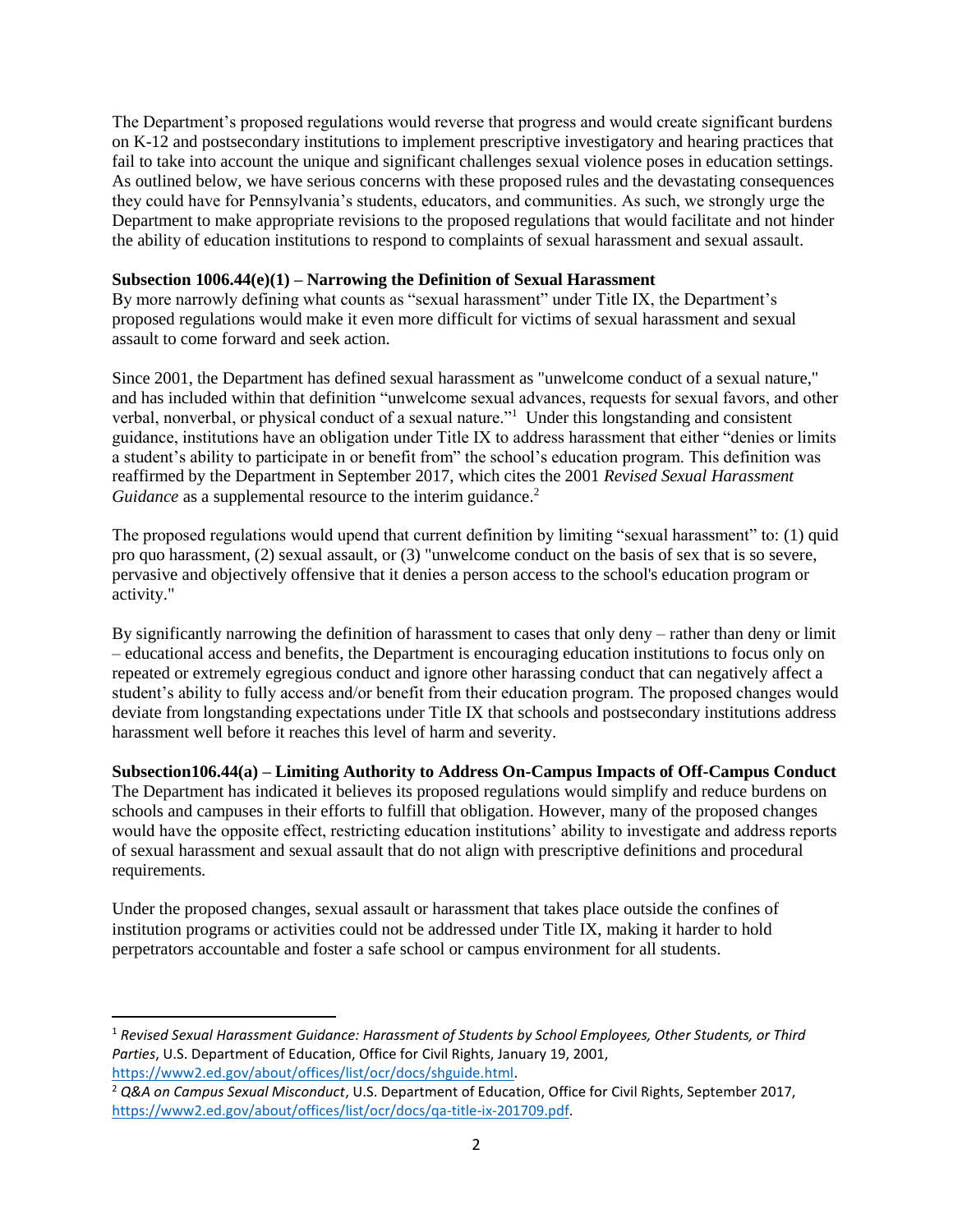The Department's proposed regulations would reverse that progress and would create significant burdens on K-12 and postsecondary institutions to implement prescriptive investigatory and hearing practices that fail to take into account the unique and significant challenges sexual violence poses in education settings. As outlined below, we have serious concerns with these proposed rules and the devastating consequences they could have for Pennsylvania's students, educators, and communities. As such, we strongly urge the Department to make appropriate revisions to the proposed regulations that would facilitate and not hinder the ability of education institutions to respond to complaints of sexual harassment and sexual assault.

**Subsection 1006.44(e)(1) – Narrowing the Definition of Sexual Harassment**

By more narrowly defining what counts as "sexual harassment" under Title IX, the Department's proposed regulations would make it even more difficult for victims of sexual harassment and sexual assault to come forward and seek action.

Since 2001, the Department has defined sexual harassment as "unwelcome conduct of a sexual nature," and has included within that definition "unwelcome sexual advances, requests for sexual favors, and other verbal, nonverbal, or physical conduct of a sexual nature."[1] Under this longstanding and consistent guidance, institutions have an obligation under Title IX to address harassment that either "denies or limits a student's ability to participate in or benefit from" the school's education program. This definition was reaffirmed by the Department in September 2017, which cites the 2001 *Revised Sexual Harassment Guidance* as a supplemental resource to the interim guidance.[2]

The proposed regulations would upend that current definition by limiting "sexual harassment" to: (1) quid pro quo harassment, (2) sexual assault, or (3) "unwelcome conduct on the basis of sex that is so severe, pervasive and objectively offensive that it denies a person access to the school's education program or activity."

By significantly narrowing the definition of harassment to cases that only deny – rather than deny or limit – educational access and benefits, the Department is encouraging education institutions to focus only on repeated or extremely egregious conduct and ignore other harassing conduct that can negatively affect a student's ability to fully access and/or benefit from their education program. The proposed changes would deviate from longstanding expectations under Title IX that schools and postsecondary institutions address harassment well before it reaches this level of harm and severity.

**Subsection106.44(a) – Limiting Authority to Address On-Campus Impacts of Off-Campus Conduct**

The Department has indicated it believes its proposed regulations would simplify and reduce burdens on schools and campuses in their efforts to fulfill that obligation. However, many of the proposed changes would have the opposite effect, restricting education institutions' ability to investigate and address reports of sexual harassment and sexual assault that do not align with prescriptive definitions and procedural requirements.

Under the proposed changes, sexual assault or harassment that takes place outside the confines of institution programs or activities could not be addressed under Title IX, making it harder to hold perpetrators accountable and foster a safe school or campus environment for all students.

---

[1] *Revised Sexual Harassment Guidance: Harassment of Students by School Employees, Other Students, or Third Parties*, U.S. Department of Education, Office for Civil Rights, January 19, 2001, https://www2.ed.gov/about/offices/list/ocr/docs/shguide.html.

[2] *Q&A on Campus Sexual Misconduct*, U.S. Department of Education, Office for Civil Rights, September 2017, https://www2.ed.gov/about/offices/list/ocr/docs/qa-title-ix-201709.pdf.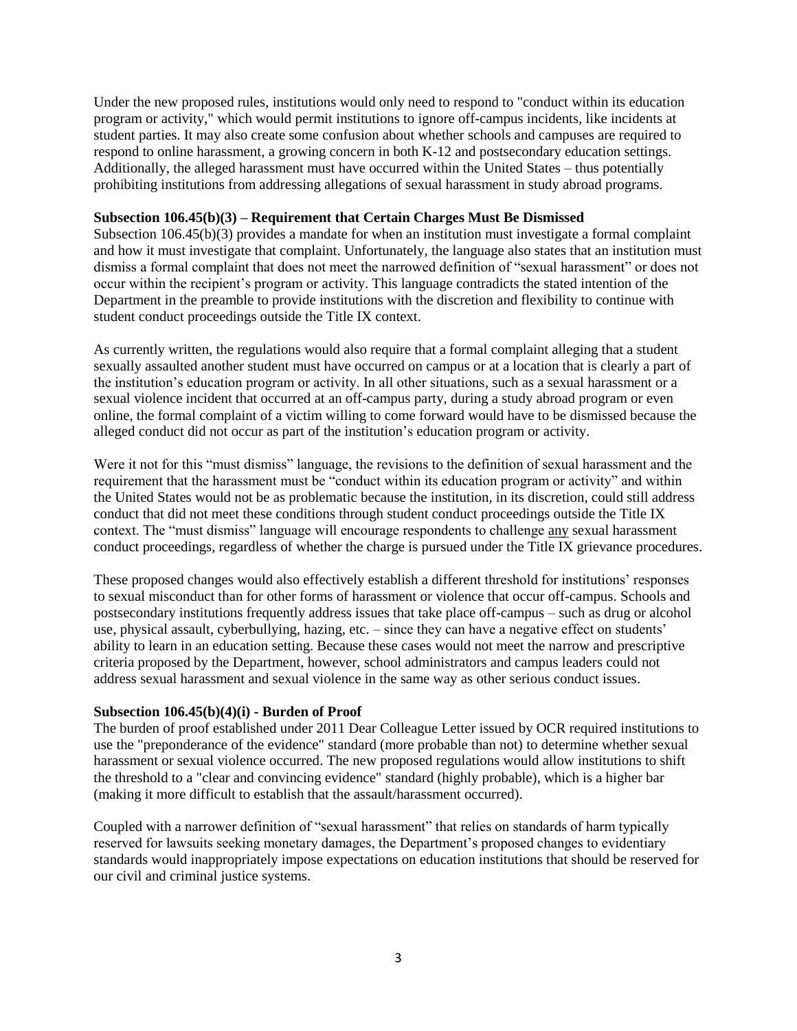Under the new proposed rules, institutions would only need to respond to "conduct within its education program or activity," which would permit institutions to ignore off-campus incidents, like incidents at student parties. It may also create some confusion about whether schools and campuses are required to respond to online harassment, a growing concern in both K-12 and postsecondary education settings. Additionally, the alleged harassment must have occurred within the United States – thus potentially prohibiting institutions from addressing allegations of sexual harassment in study abroad programs.

**Subsection 106.45(b)(3) – Requirement that Certain Charges Must Be Dismissed**

Subsection 106.45(b)(3) provides a mandate for when an institution must investigate a formal complaint and how it must investigate that complaint. Unfortunately, the language also states that an institution must dismiss a formal complaint that does not meet the narrowed definition of "sexual harassment" or does not occur within the recipient's program or activity. This language contradicts the stated intention of the Department in the preamble to provide institutions with the discretion and flexibility to continue with student conduct proceedings outside the Title IX context.

As currently written, the regulations would also require that a formal complaint alleging that a student sexually assaulted another student must have occurred on campus or at a location that is clearly a part of the institution's education program or activity. In all other situations, such as a sexual harassment or a sexual violence incident that occurred at an off-campus party, during a study abroad program or even online, the formal complaint of a victim willing to come forward would have to be dismissed because the alleged conduct did not occur as part of the institution's education program or activity.

Were it not for this "must dismiss" language, the revisions to the definition of sexual harassment and the requirement that the harassment must be "conduct within its education program or activity" and within the United States would not be as problematic because the institution, in its discretion, could still address conduct that did not meet these conditions through student conduct proceedings outside the Title IX context. The "must dismiss" language will encourage respondents to challenge <u>any</u> sexual harassment conduct proceedings, regardless of whether the charge is pursued under the Title IX grievance procedures.

These proposed changes would also effectively establish a different threshold for institutions' responses to sexual misconduct than for other forms of harassment or violence that occur off-campus. Schools and postsecondary institutions frequently address issues that take place off-campus – such as drug or alcohol use, physical assault, cyberbullying, hazing, etc. – since they can have a negative effect on students' ability to learn in an education setting. Because these cases would not meet the narrow and prescriptive criteria proposed by the Department, however, school administrators and campus leaders could not address sexual harassment and sexual violence in the same way as other serious conduct issues.

**Subsection 106.45(b)(4)(i) - Burden of Proof**

The burden of proof established under 2011 Dear Colleague Letter issued by OCR required institutions to use the "preponderance of the evidence" standard (more probable than not) to determine whether sexual harassment or sexual violence occurred. The new proposed regulations would allow institutions to shift the threshold to a "clear and convincing evidence" standard (highly probable), which is a higher bar (making it more difficult to establish that the assault/harassment occurred).

Coupled with a narrower definition of "sexual harassment" that relies on standards of harm typically reserved for lawsuits seeking monetary damages, the Department's proposed changes to evidentiary standards would inappropriately impose expectations on education institutions that should be reserved for our civil and criminal justice systems.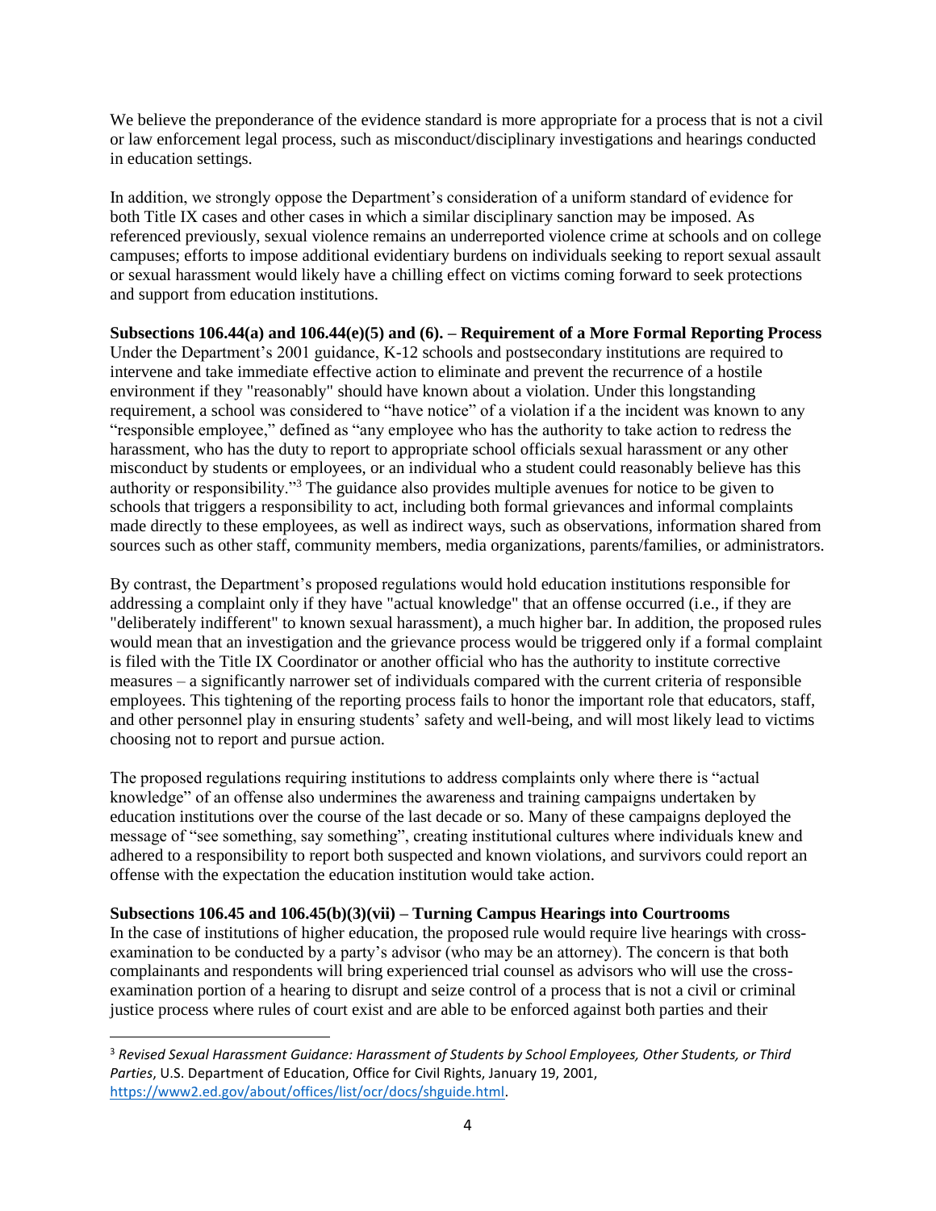We believe the preponderance of the evidence standard is more appropriate for a process that is not a civil or law enforcement legal process, such as misconduct/disciplinary investigations and hearings conducted in education settings.

In addition, we strongly oppose the Department's consideration of a uniform standard of evidence for both Title IX cases and other cases in which a similar disciplinary sanction may be imposed. As referenced previously, sexual violence remains an underreported violence crime at schools and on college campuses; efforts to impose additional evidentiary burdens on individuals seeking to report sexual assault or sexual harassment would likely have a chilling effect on victims coming forward to seek protections and support from education institutions.

**Subsections 106.44(a) and 106.44(e)(5) and (6). – Requirement of a More Formal Reporting Process**
Under the Department's 2001 guidance, K-12 schools and postsecondary institutions are required to intervene and take immediate effective action to eliminate and prevent the recurrence of a hostile environment if they "reasonably" should have known about a violation. Under this longstanding requirement, a school was considered to "have notice" of a violation if a the incident was known to any "responsible employee," defined as "any employee who has the authority to take action to redress the harassment, who has the duty to report to appropriate school officials sexual harassment or any other misconduct by students or employees, or an individual who a student could reasonably believe has this authority or responsibility."[3] The guidance also provides multiple avenues for notice to be given to schools that triggers a responsibility to act, including both formal grievances and informal complaints made directly to these employees, as well as indirect ways, such as observations, information shared from sources such as other staff, community members, media organizations, parents/families, or administrators.

By contrast, the Department's proposed regulations would hold education institutions responsible for addressing a complaint only if they have "actual knowledge" that an offense occurred (i.e., if they are "deliberately indifferent" to known sexual harassment), a much higher bar. In addition, the proposed rules would mean that an investigation and the grievance process would be triggered only if a formal complaint is filed with the Title IX Coordinator or another official who has the authority to institute corrective measures – a significantly narrower set of individuals compared with the current criteria of responsible employees. This tightening of the reporting process fails to honor the important role that educators, staff, and other personnel play in ensuring students' safety and well-being, and will most likely lead to victims choosing not to report and pursue action.

The proposed regulations requiring institutions to address complaints only where there is "actual knowledge" of an offense also undermines the awareness and training campaigns undertaken by education institutions over the course of the last decade or so. Many of these campaigns deployed the message of "see something, say something", creating institutional cultures where individuals knew and adhered to a responsibility to report both suspected and known violations, and survivors could report an offense with the expectation the education institution would take action.

**Subsections 106.45 and 106.45(b)(3)(vii) – Turning Campus Hearings into Courtrooms**
In the case of institutions of higher education, the proposed rule would require live hearings with cross-examination to be conducted by a party's advisor (who may be an attorney). The concern is that both complainants and respondents will bring experienced trial counsel as advisors who will use the cross-examination portion of a hearing to disrupt and seize control of a process that is not a civil or criminal justice process where rules of court exist and are able to be enforced against both parties and their

---

[3] *Revised Sexual Harassment Guidance: Harassment of Students by School Employees, Other Students, or Third Parties*, U.S. Department of Education, Office for Civil Rights, January 19, 2001, https://www2.ed.gov/about/offices/list/ocr/docs/shguide.html.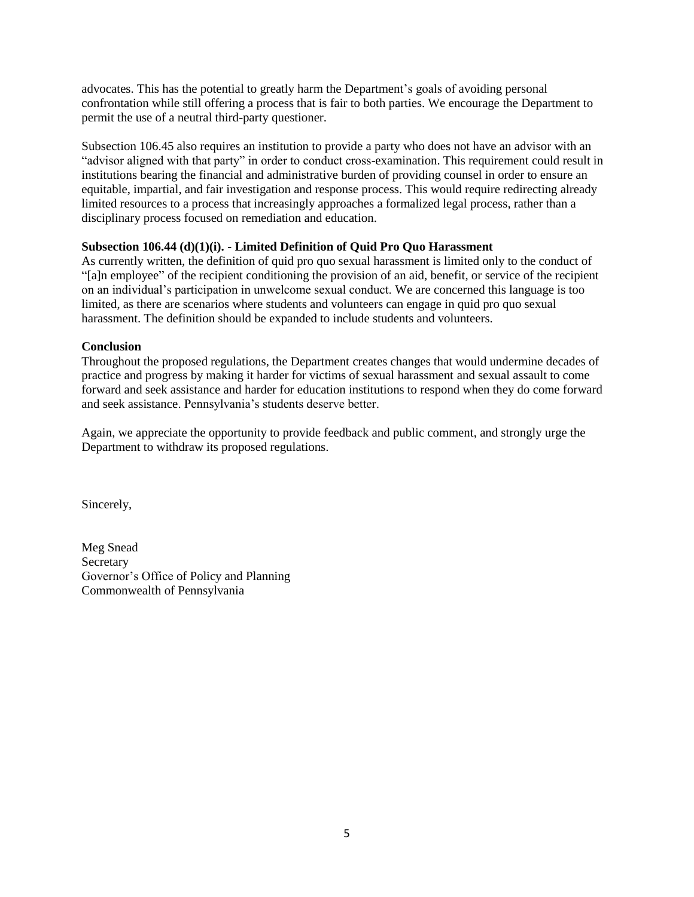advocates. This has the potential to greatly harm the Department's goals of avoiding personal confrontation while still offering a process that is fair to both parties. We encourage the Department to permit the use of a neutral third-party questioner.

Subsection 106.45 also requires an institution to provide a party who does not have an advisor with an "advisor aligned with that party" in order to conduct cross-examination. This requirement could result in institutions bearing the financial and administrative burden of providing counsel in order to ensure an equitable, impartial, and fair investigation and response process. This would require redirecting already limited resources to a process that increasingly approaches a formalized legal process, rather than a disciplinary process focused on remediation and education.

**Subsection 106.44 (d)(1)(i). - Limited Definition of Quid Pro Quo Harassment**

As currently written, the definition of quid pro quo sexual harassment is limited only to the conduct of "[a]n employee" of the recipient conditioning the provision of an aid, benefit, or service of the recipient on an individual's participation in unwelcome sexual conduct. We are concerned this language is too limited, as there are scenarios where students and volunteers can engage in quid pro quo sexual harassment. The definition should be expanded to include students and volunteers.

**Conclusion**

Throughout the proposed regulations, the Department creates changes that would undermine decades of practice and progress by making it harder for victims of sexual harassment and sexual assault to come forward and seek assistance and harder for education institutions to respond when they do come forward and seek assistance. Pennsylvania's students deserve better.

Again, we appreciate the opportunity to provide feedback and public comment, and strongly urge the Department to withdraw its proposed regulations.

Sincerely,

Meg Snead
Secretary
Governor's Office of Policy and Planning
Commonwealth of Pennsylvania